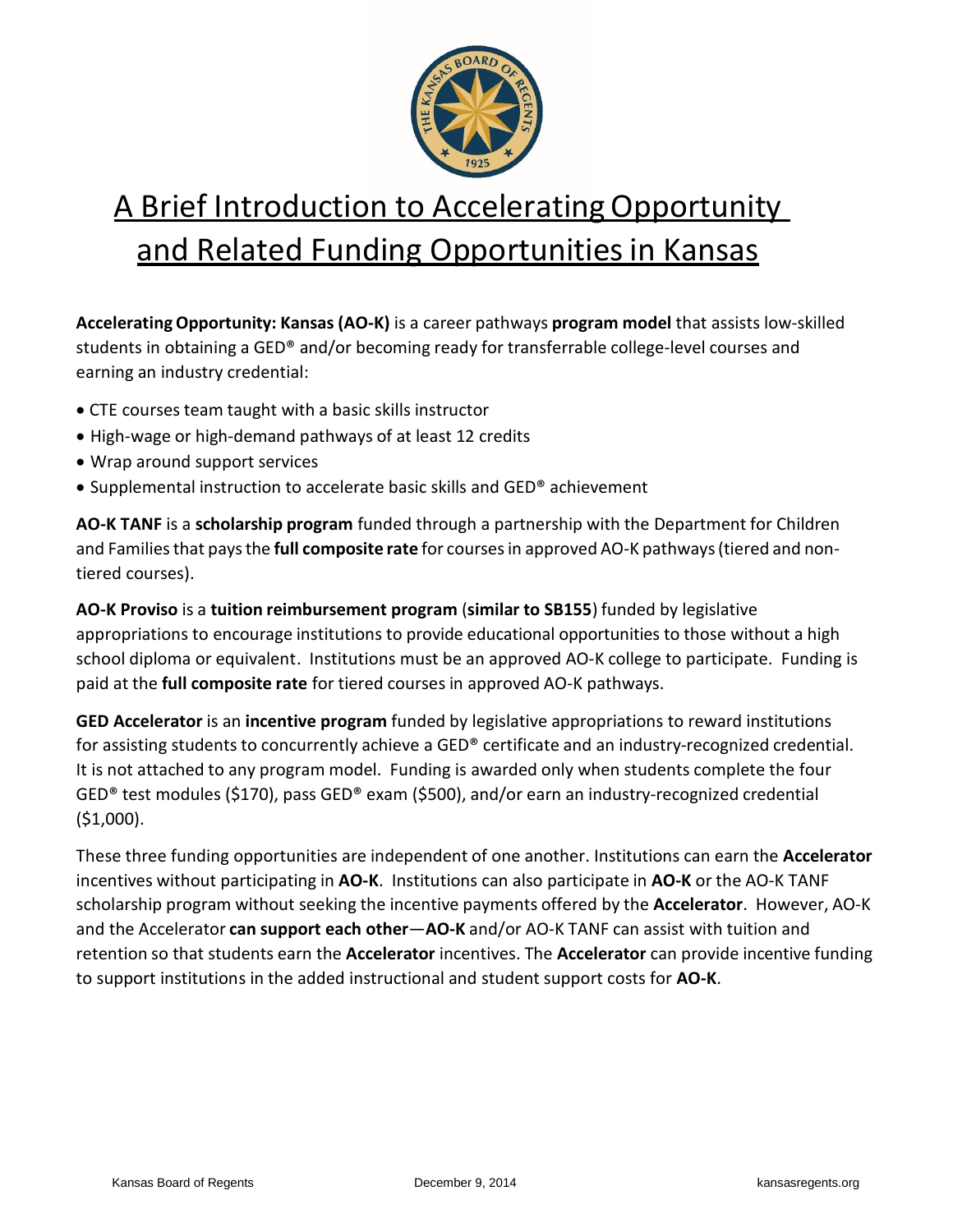# A Brief Introduction to Accelerating Opportunity and Related Funding Opportunities in Kansas

**Accelerating Opportunity: Kansas (AO-K)** is a career pathways **program model** that assists low-skilled students in obtaining a GED® and/or becoming ready for transferrable college-level courses and earning an industry credential:

- CTE courses team taught with a basic skills instructor
- High-wage or high-demand pathways of at least 12 credits
- Wrap around support services
- Supplemental instruction to accelerate basic skills and GED® achievement

**AO-K TANF** is a **scholarship program** funded through a partnership with the Department for Children and Families that pays the **full composite rate** for courses in approved AO-K pathways (tiered and non-tiered courses).

**AO-K Proviso** is a **tuition reimbursement program** (**similar to SB155**) funded by legislative appropriations to encourage institutions to provide educational opportunities to those without a high school diploma or equivalent. Institutions must be an approved AO-K college to participate. Funding is paid at the **full composite rate** for tiered courses in approved AO-K pathways.

**GED Accelerator** is an **incentive program** funded by legislative appropriations to reward institutions for assisting students to concurrently achieve a GED® certificate and an industry-recognized credential. It is not attached to any program model. Funding is awarded only when students complete the four GED® test modules ($170), pass GED® exam ($500), and/or earn an industry-recognized credential ($1,000).

These three funding opportunities are independent of one another. Institutions can earn the **Accelerator** incentives without participating in **AO-K**. Institutions can also participate in **AO-K** or the AO-K TANF scholarship program without seeking the incentive payments offered by the **Accelerator**. However, AO-K and the Accelerator **can support each other**—**AO-K** and/or AO-K TANF can assist with tuition and retention so that students earn the **Accelerator** incentives. The **Accelerator** can provide incentive funding to support institutions in the added instructional and student support costs for **AO-K**.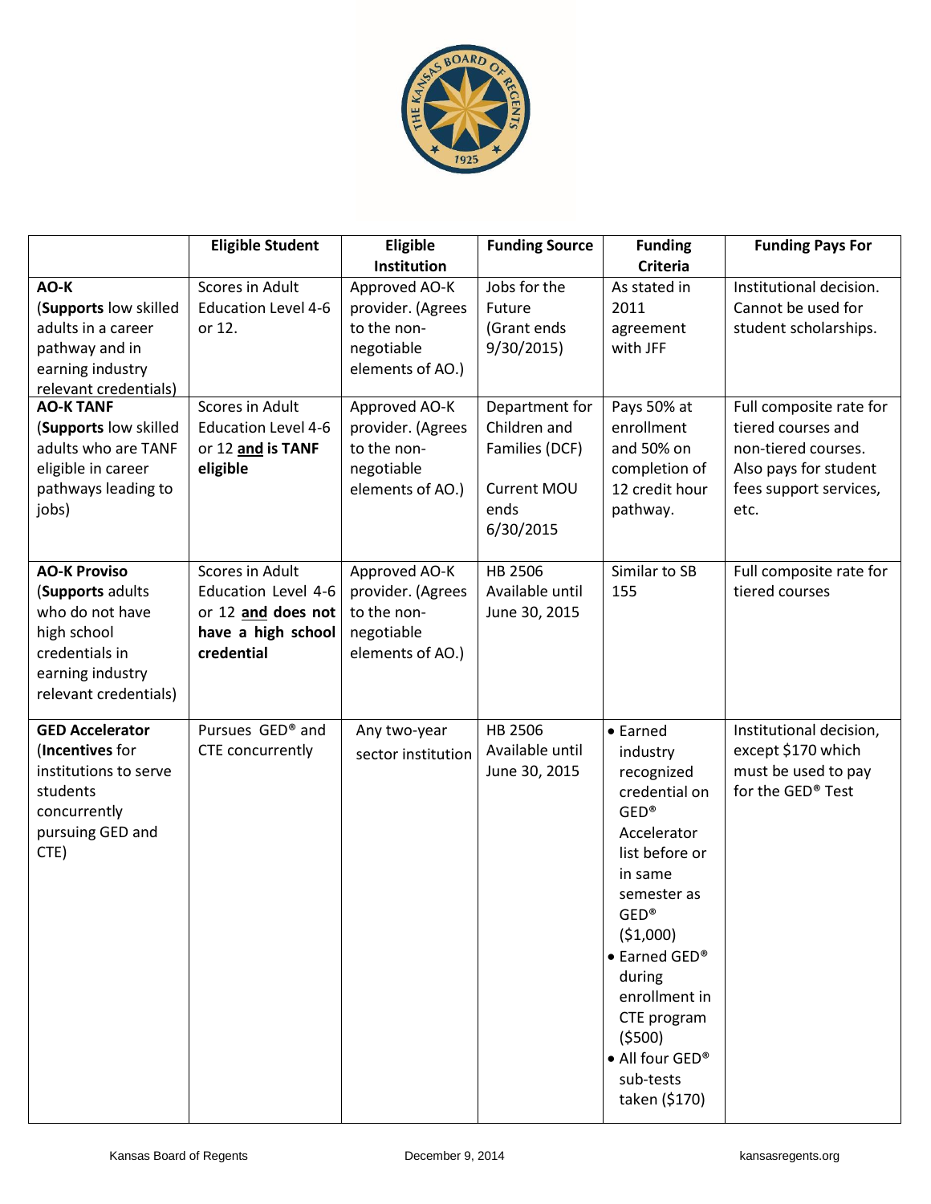| | Eligible Student | Eligible Institution | Funding Source | Funding Criteria | Funding Pays For |
|---|---|---|---|---|---|
| **AO-K** (**Supports** low skilled adults in a career pathway and in earning industry relevant credentials) | Scores in Adult Education Level 4-6 or 12. | Approved AO-K provider. (Agrees to the non-negotiable elements of AO.) | Jobs for the Future (Grant ends 9/30/2015) | As stated in 2011 agreement with JFF | Institutional decision. Cannot be used for student scholarships. |
| **AO-K TANF** (**Supports** low skilled adults who are TANF eligible in career pathways leading to jobs) | Scores in Adult Education Level 4-6 or 12 **and is TANF eligible** | Approved AO-K provider. (Agrees to the non-negotiable elements of AO.) | Department for Children and Families (DCF) Current MOU ends 6/30/2015 | Pays 50% at enrollment and 50% on completion of 12 credit hour pathway. | Full composite rate for tiered courses and non-tiered courses. Also pays for student fees support services, etc. |
| **AO-K Proviso** (**Supports** adults who do not have high school credentials in earning industry relevant credentials) | Scores in Adult Education Level 4-6 or 12 **and does not have a high school credential** | Approved AO-K provider. (Agrees to the non-negotiable elements of AO.) | HB 2506 Available until June 30, 2015 | Similar to SB 155 | Full composite rate for tiered courses |
| **GED Accelerator** (**Incentives** for institutions to serve students concurrently pursuing GED and CTE) | Pursues GED® and CTE concurrently | Any two-year sector institution | HB 2506 Available until June 30, 2015 | • Earned industry recognized credential on GED® Accelerator list before or in same semester as GED® ($1,000) • Earned GED® during enrollment in CTE program ($500) • All four GED® sub-tests taken ($170) | Institutional decision, except $170 which must be used to pay for the GED® Test |